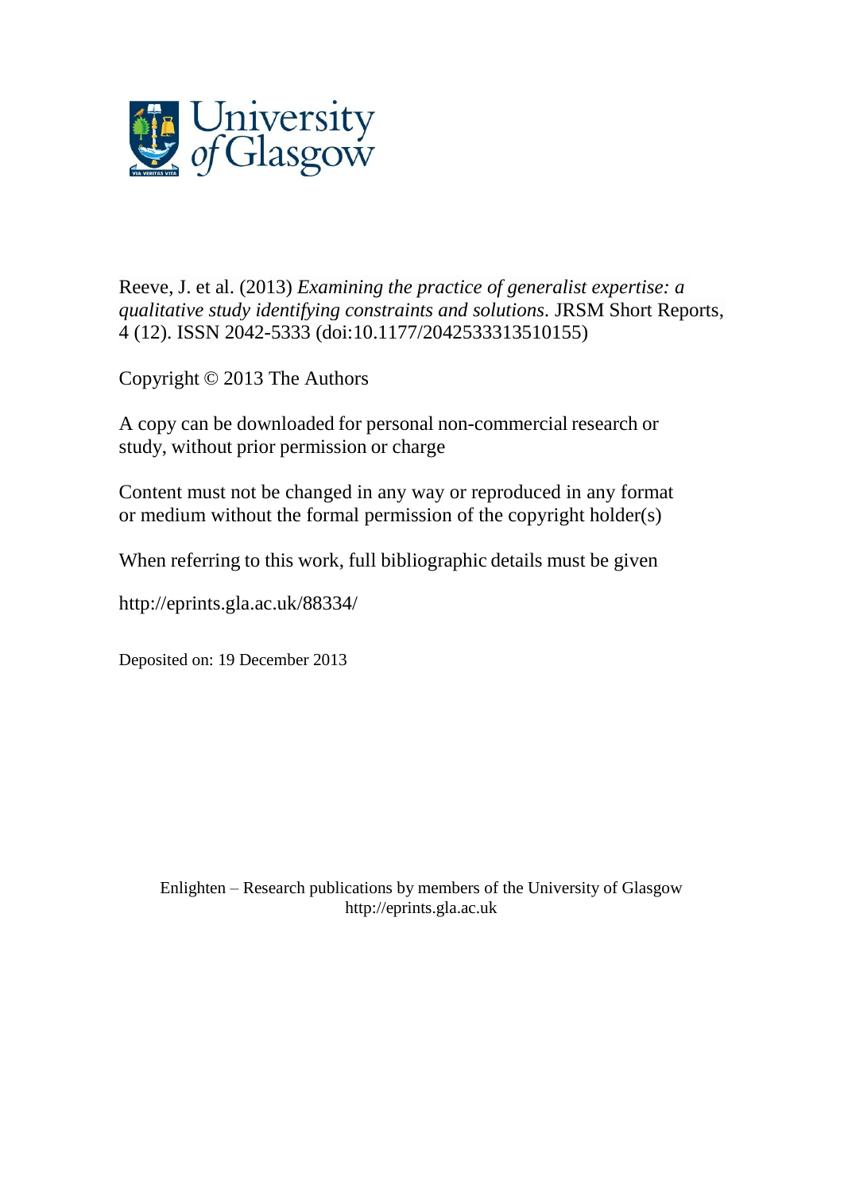University of Glasgow

Reeve, J. et al. (2013) *Examining the practice of generalist expertise: a qualitative study identifying constraints and solutions*. JRSM Short Reports, 4 (12). ISSN 2042-5333 (doi:10.1177/2042533313510155)

Copyright © 2013 The Authors

A copy can be downloaded for personal non-commercial research or study, without prior permission or charge

Content must not be changed in any way or reproduced in any format or medium without the formal permission of the copyright holder(s)

When referring to this work, full bibliographic details must be given

http://eprints.gla.ac.uk/88334/

Deposited on: 19 December 2013

Enlighten – Research publications by members of the University of Glasgow
http://eprints.gla.ac.uk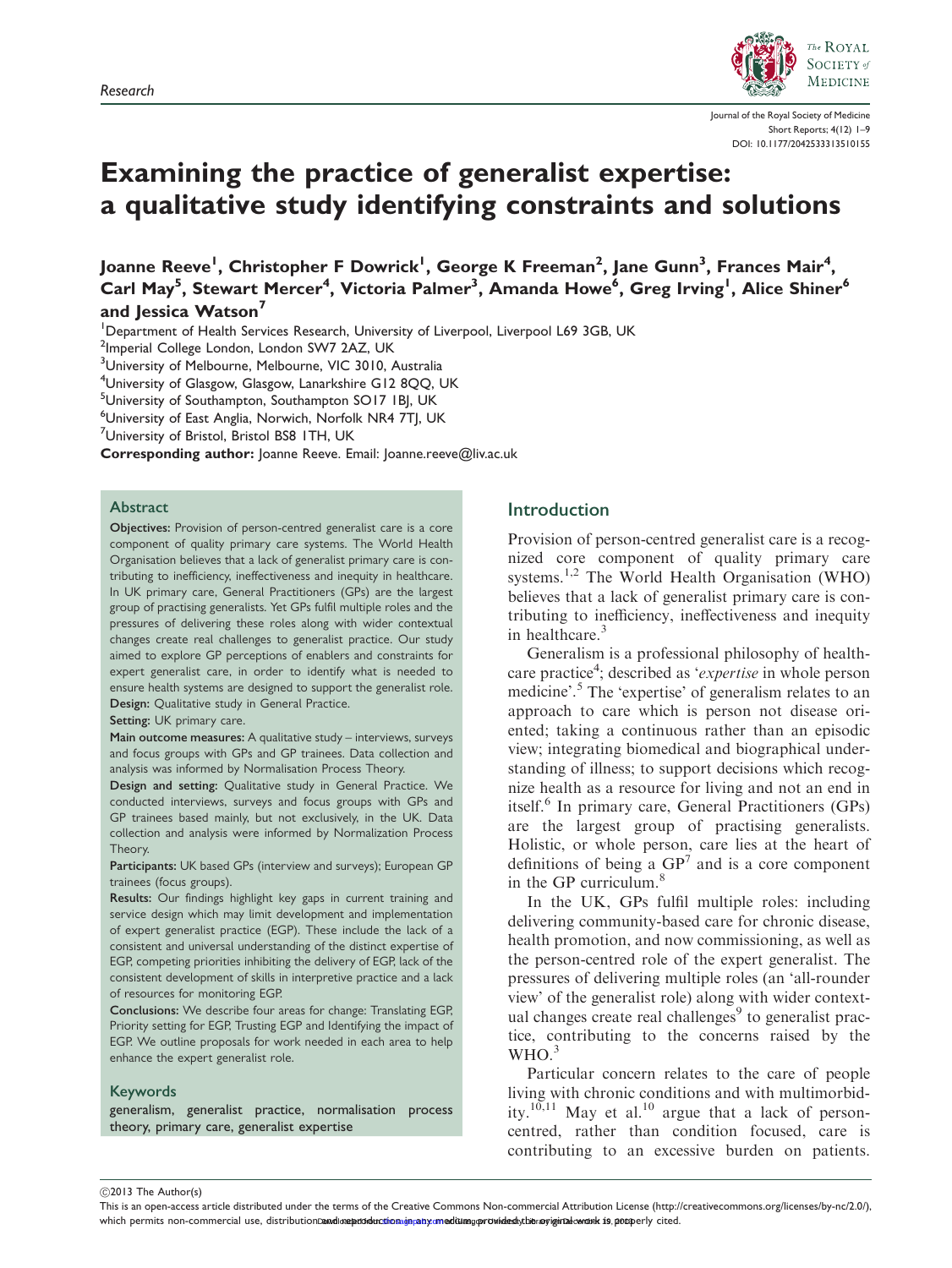Research

# Examining the practice of generalist expertise: a qualitative study identifying constraints and solutions

**Joanne Reeve[1], Christopher F Dowrick[1], George K Freeman[2], Jane Gunn[3], Frances Mair[4], Carl May[5], Stewart Mercer[4], Victoria Palmer[3], Amanda Howe[6], Greg Irving[1], Alice Shiner[6] and Jessica Watson[7]**

[1]Department of Health Services Research, University of Liverpool, Liverpool L69 3GB, UK
[2]Imperial College London, London SW7 2AZ, UK
[3]University of Melbourne, Melbourne, VIC 3010, Australia
[4]University of Glasgow, Glasgow, Lanarkshire G12 8QQ, UK
[5]University of Southampton, Southampton SO17 1BJ, UK
[6]University of East Anglia, Norwich, Norfolk NR4 7TJ, UK
[7]University of Bristol, Bristol BS8 1TH, UK

**Corresponding author:** Joanne Reeve. Email: Joanne.reeve@liv.ac.uk

## Abstract

**Objectives:** Provision of person-centred generalist care is a core component of quality primary care systems. The World Health Organisation believes that a lack of generalist primary care is contributing to inefficiency, ineffectiveness and inequity in healthcare. In UK primary care, General Practitioners (GPs) are the largest group of practising generalists. Yet GPs fulfil multiple roles and the pressures of delivering these roles along with wider contextual changes create real challenges to generalist practice. Our study aimed to explore GP perceptions of enablers and constraints for expert generalist care, in order to identify what is needed to ensure health systems are designed to support the generalist role.

**Design:** Qualitative study in General Practice.

**Setting:** UK primary care.

**Main outcome measures:** A qualitative study – interviews, surveys and focus groups with GPs and GP trainees. Data collection and analysis was informed by Normalisation Process Theory.

**Design and setting:** Qualitative study in General Practice. We conducted interviews, surveys and focus groups with GPs and GP trainees based mainly, but not exclusively, in the UK. Data collection and analysis were informed by Normalization Process Theory.

**Participants:** UK based GPs (interview and surveys); European GP trainees (focus groups).

**Results:** Our findings highlight key gaps in current training and service design which may limit development and implementation of expert generalist practice (EGP). These include the lack of a consistent and universal understanding of the distinct expertise of EGP, competing priorities inhibiting the delivery of EGP, lack of the consistent development of skills in interpretive practice and a lack of resources for monitoring EGP.

**Conclusions:** We describe four areas for change: Translating EGP, Priority setting for EGP, Trusting EGP and Identifying the impact of EGP. We outline proposals for work needed in each area to help enhance the expert generalist role.

### Keywords

generalism, generalist practice, normalisation process theory, primary care, generalist expertise

## Introduction

Provision of person-centred generalist care is a recognized core component of quality primary care systems.[1,2] The World Health Organisation (WHO) believes that a lack of generalist primary care is contributing to inefficiency, ineffectiveness and inequity in healthcare.[3]

Generalism is a professional philosophy of healthcare practice[4]; described as '*expertise* in whole person medicine'.[5] The 'expertise' of generalism relates to an approach to care which is person not disease oriented; taking a continuous rather than an episodic view; integrating biomedical and biographical understanding of illness; to support decisions which recognize health as a resource for living and not an end in itself.[6] In primary care, General Practitioners (GPs) are the largest group of practising generalists. Holistic, or whole person, care lies at the heart of definitions of being a GP[7] and is a core component in the GP curriculum.[8]

In the UK, GPs fulfil multiple roles: including delivering community-based care for chronic disease, health promotion, and now commissioning, as well as the person-centred role of the expert generalist. The pressures of delivering multiple roles (an 'all-rounder view' of the generalist role) along with wider contextual changes create real challenges[9] to generalist practice, contributing to the concerns raised by the WHO.[3]

Particular concern relates to the care of people living with chronic conditions and with multimorbidity.[10,11] May et al.[10] argue that a lack of person-centred, rather than condition focused, care is contributing to an excessive burden on patients.

©2013 The Author(s)

This is an open-access article distributed under the terms of the Creative Commons Non-commercial Attribution License (http://creativecommons.org/licenses/by-nc/2.0/), which permits non-commercial use, distribution and reproduction in any medium, provided the original work is properly cited.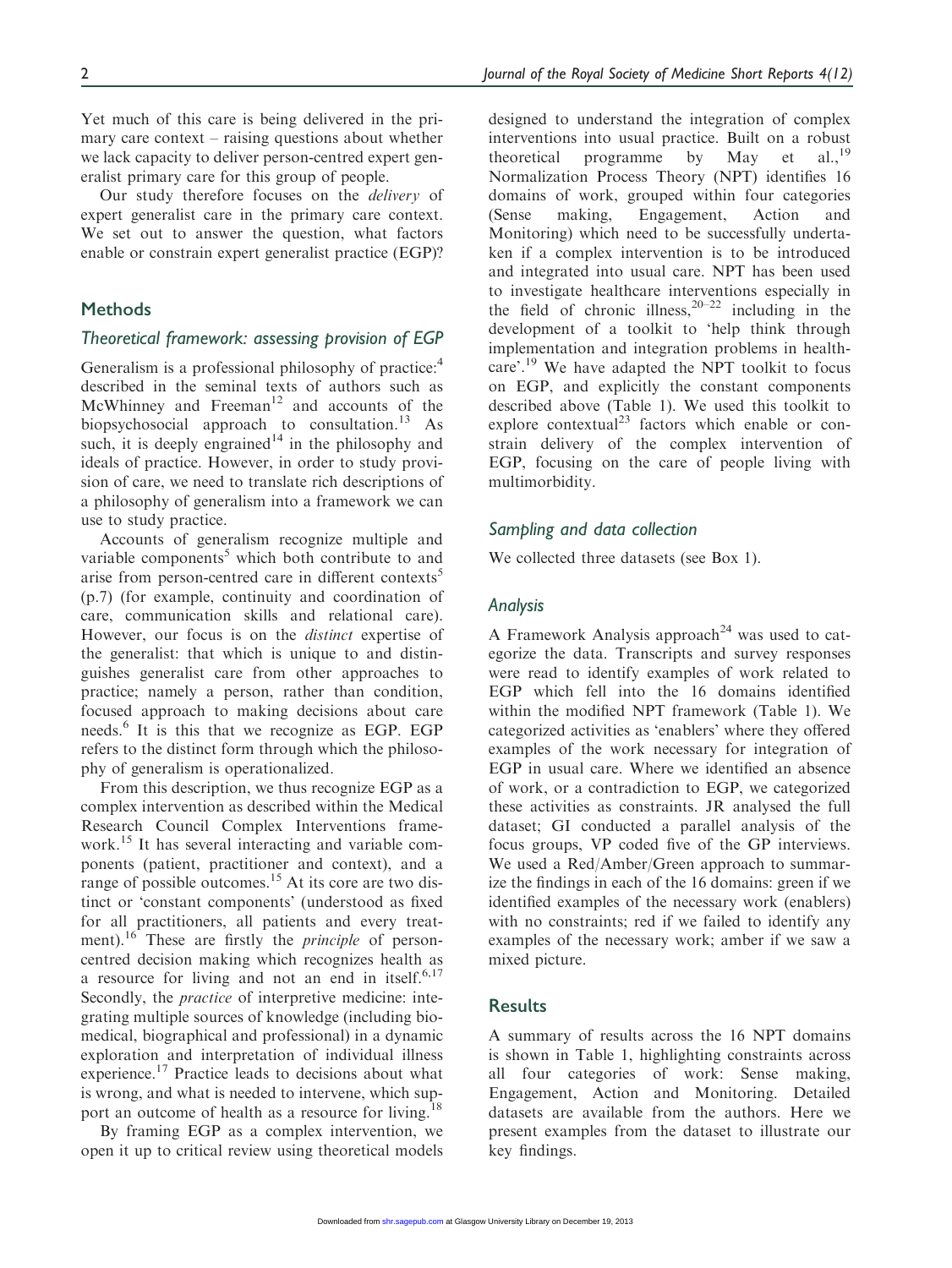Yet much of this care is being delivered in the primary care context – raising questions about whether we lack capacity to deliver person-centred expert generalist primary care for this group of people.

Our study therefore focuses on the *delivery* of expert generalist care in the primary care context. We set out to answer the question, what factors enable or constrain expert generalist practice (EGP)?

## Methods

### Theoretical framework: assessing provision of EGP

Generalism is a professional philosophy of practice:[4] described in the seminal texts of authors such as McWhinney and Freeman[12] and accounts of the biopsychosocial approach to consultation.[13] As such, it is deeply engrained[14] in the philosophy and ideals of practice. However, in order to study provision of care, we need to translate rich descriptions of a philosophy of generalism into a framework we can use to study practice.

Accounts of generalism recognize multiple and variable components[5] which both contribute to and arise from person-centred care in different contexts[5] (p.7) (for example, continuity and coordination of care, communication skills and relational care). However, our focus is on the *distinct* expertise of the generalist: that which is unique to and distinguishes generalist care from other approaches to practice; namely a person, rather than condition, focused approach to making decisions about care needs.[6] It is this that we recognize as EGP. EGP refers to the distinct form through which the philosophy of generalism is operationalized.

From this description, we thus recognize EGP as a complex intervention as described within the Medical Research Council Complex Interventions framework.[15] It has several interacting and variable components (patient, practitioner and context), and a range of possible outcomes.[15] At its core are two distinct or 'constant components' (understood as fixed for all practitioners, all patients and every treatment).[16] These are firstly the *principle* of person-centred decision making which recognizes health as a resource for living and not an end in itself.[6,17] Secondly, the *practice* of interpretive medicine: integrating multiple sources of knowledge (including biomedical, biographical and professional) in a dynamic exploration and interpretation of individual illness experience.[17] Practice leads to decisions about what is wrong, and what is needed to intervene, which support an outcome of health as a resource for living.[18]

By framing EGP as a complex intervention, we open it up to critical review using theoretical models designed to understand the integration of complex interventions into usual practice. Built on a robust theoretical programme by May et al.,[19] Normalization Process Theory (NPT) identifies 16 domains of work, grouped within four categories (Sense making, Engagement, Action and Monitoring) which need to be successfully undertaken if a complex intervention is to be introduced and integrated into usual care. NPT has been used to investigate healthcare interventions especially in the field of chronic illness,[20–22] including in the development of a toolkit to 'help think through implementation and integration problems in healthcare'.[19] We have adapted the NPT toolkit to focus on EGP, and explicitly the constant components described above (Table 1). We used this toolkit to explore contextual[23] factors which enable or constrain delivery of the complex intervention of EGP, focusing on the care of people living with multimorbidity.

### Sampling and data collection

We collected three datasets (see Box 1).

### Analysis

A Framework Analysis approach[24] was used to categorize the data. Transcripts and survey responses were read to identify examples of work related to EGP which fell into the 16 domains identified within the modified NPT framework (Table 1). We categorized activities as 'enablers' where they offered examples of the work necessary for integration of EGP in usual care. Where we identified an absence of work, or a contradiction to EGP, we categorized these activities as constraints. JR analysed the full dataset; GI conducted a parallel analysis of the focus groups, VP coded five of the GP interviews. We used a Red/Amber/Green approach to summarize the findings in each of the 16 domains: green if we identified examples of the necessary work (enablers) with no constraints; red if we failed to identify any examples of the necessary work; amber if we saw a mixed picture.

## Results

A summary of results across the 16 NPT domains is shown in Table 1, highlighting constraints across all four categories of work: Sense making, Engagement, Action and Monitoring. Detailed datasets are available from the authors. Here we present examples from the dataset to illustrate our key findings.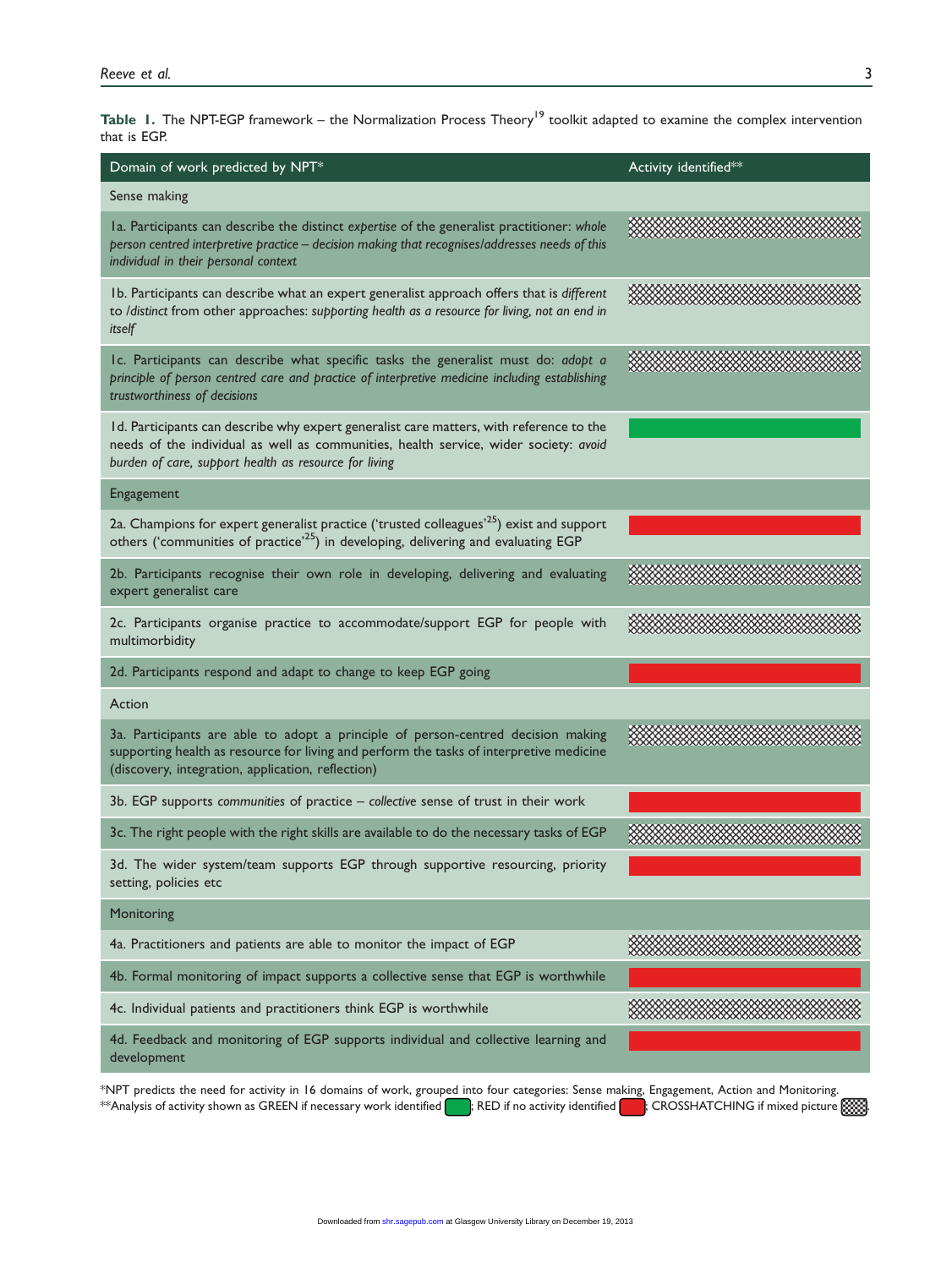**Table 1.** The NPT-EGP framework – the Normalization Process Theory[19] toolkit adapted to examine the complex intervention that is EGP.

| Domain of work predicted by NPT* | Activity identified** |
|---|---|
| Sense making | |
| 1a. Participants can describe the distinct *expertise* of the generalist practitioner: *whole person centred interpretive practice – decision making that recognises/addresses needs of this individual in their personal context* | CROSSHATCHING |
| 1b. Participants can describe what an expert generalist approach offers that is *different* to /*distinct* from other approaches: *supporting health as a resource for living, not an end in itself* | CROSSHATCHING |
| 1c. Participants can describe what specific tasks the generalist must do: *adopt a principle of person centred care and practice of interpretive medicine including establishing trustworthiness of decisions* | CROSSHATCHING |
| 1d. Participants can describe why expert generalist care matters, with reference to the needs of the individual as well as communities, health service, wider society: *avoid burden of care, support health as resource for living* | GREEN |
| Engagement | |
| 2a. Champions for expert generalist practice ('trusted colleagues'[25]) exist and support others ('communities of practice'[25]) in developing, delivering and evaluating EGP | RED |
| 2b. Participants recognise their own role in developing, delivering and evaluating expert generalist care | CROSSHATCHING |
| 2c. Participants organise practice to accommodate/support EGP for people with multimorbidity | CROSSHATCHING |
| 2d. Participants respond and adapt to change to keep EGP going | RED |
| Action | |
| 3a. Participants are able to adopt a principle of person-centred decision making supporting health as resource for living and perform the tasks of interpretive medicine (discovery, integration, application, reflection) | CROSSHATCHING |
| 3b. EGP supports *communities* of practice – *collective* sense of trust in their work | RED |
| 3c. The right people with the right skills are available to do the necessary tasks of EGP | CROSSHATCHING |
| 3d. The wider system/team supports EGP through supportive resourcing, priority setting, policies etc | RED |
| Monitoring | |
| 4a. Practitioners and patients are able to monitor the impact of EGP | CROSSHATCHING |
| 4b. Formal monitoring of impact supports a collective sense that EGP is worthwhile | RED |
| 4c. Individual patients and practitioners think EGP is worthwhile | CROSSHATCHING |
| 4d. Feedback and monitoring of EGP supports individual and collective learning and development | RED |

*NPT predicts the need for activity in 16 domains of work, grouped into four categories: Sense making, Engagement, Action and Monitoring.
**Analysis of activity shown as GREEN if necessary work identified; RED if no activity identified; CROSSHATCHING if mixed picture.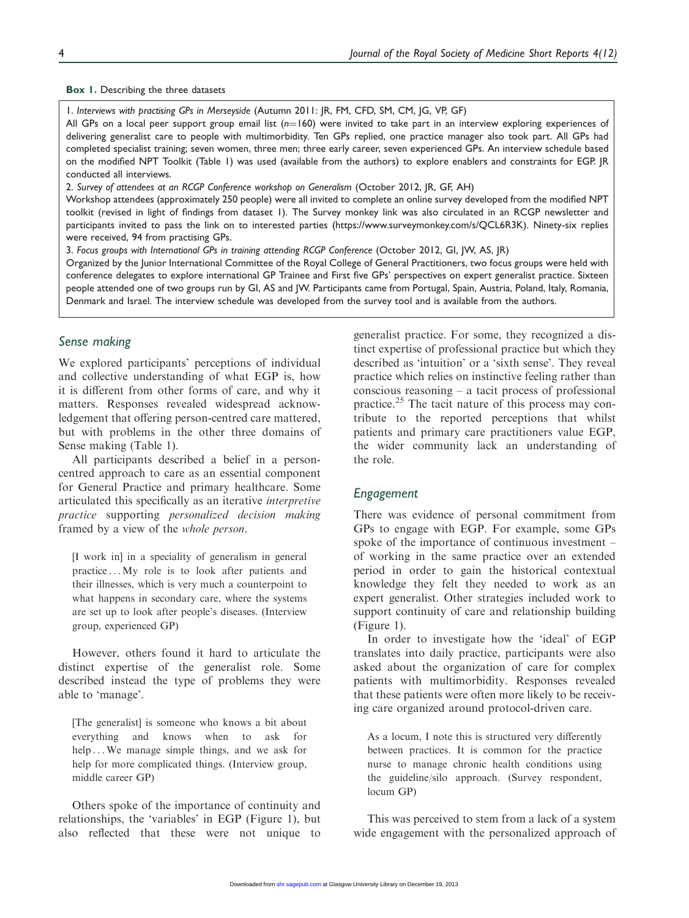**Box 1.** Describing the three datasets

1. *Interviews with practising GPs in Merseyside* (Autumn 2011: JR, FM, CFD, SM, CM, JG, VP, GF)

All GPs on a local peer support group email list ($n=160$) were invited to take part in an interview exploring experiences of delivering generalist care to people with multimorbidity. Ten GPs replied, one practice manager also took part. All GPs had completed specialist training; seven women, three men; three early career, seven experienced GPs. An interview schedule based on the modified NPT Toolkit (Table 1) was used (available from the authors) to explore enablers and constraints for EGP. JR conducted all interviews.

2. *Survey of attendees at an RCGP Conference workshop on Generalism* (October 2012, JR, GF, AH)

Workshop attendees (approximately 250 people) were all invited to complete an online survey developed from the modified NPT toolkit (revised in light of findings from dataset 1). The Survey monkey link was also circulated in an RCGP newsletter and participants invited to pass the link on to interested parties (https://www.surveymonkey.com/s/QCL6R3K). Ninety-six replies were received, 94 from practising GPs.

3. *Focus groups with International GPs in training attending RCGP Conference* (October 2012, GI, JW, AS, JR)

Organized by the Junior International Committee of the Royal College of General Practitioners, two focus groups were held with conference delegates to explore international GP Trainee and First five GPs' perspectives on expert generalist practice. Sixteen people attended one of two groups run by GI, AS and JW. Participants came from Portugal, Spain, Austria, Poland, Italy, Romania, Denmark and Israel. The interview schedule was developed from the survey tool and is available from the authors.

## Sense making

We explored participants' perceptions of individual and collective understanding of what EGP is, how it is different from other forms of care, and why it matters. Responses revealed widespread acknowledgement that offering person-centred care mattered, but with problems in the other three domains of Sense making (Table 1).

All participants described a belief in a person-centred approach to care as an essential component for General Practice and primary healthcare. Some articulated this specifically as an iterative *interpretive practice* supporting *personalized decision making* framed by a view of the *whole person*.

> [I work in] in a speciality of generalism in general practice ... My role is to look after patients and their illnesses, which is very much a counterpoint to what happens in secondary care, where the systems are set up to look after people's diseases. (Interview group, experienced GP)

However, others found it hard to articulate the distinct expertise of the generalist role. Some described instead the type of problems they were able to 'manage'.

> [The generalist] is someone who knows a bit about everything and knows when to ask for help ... We manage simple things, and we ask for help for more complicated things. (Interview group, middle career GP)

Others spoke of the importance of continuity and relationships, the 'variables' in EGP (Figure 1), but also reflected that these were not unique to generalist practice. For some, they recognized a distinct expertise of professional practice but which they described as 'intuition' or a 'sixth sense'. They reveal practice which relies on instinctive feeling rather than conscious reasoning – a tacit process of professional practice.[25] The tacit nature of this process may contribute to the reported perceptions that whilst patients and primary care practitioners value EGP, the wider community lack an understanding of the role.

## Engagement

There was evidence of personal commitment from GPs to engage with EGP. For example, some GPs spoke of the importance of continuous investment – of working in the same practice over an extended period in order to gain the historical contextual knowledge they felt they needed to work as an expert generalist. Other strategies included work to support continuity of care and relationship building (Figure 1).

In order to investigate how the 'ideal' of EGP translates into daily practice, participants were also asked about the organization of care for complex patients with multimorbidity. Responses revealed that these patients were often more likely to be receiving care organized around protocol-driven care.

> As a locum, I note this is structured very differently between practices. It is common for the practice nurse to manage chronic health conditions using the guideline/silo approach. (Survey respondent, locum GP)

This was perceived to stem from a lack of a system wide engagement with the personalized approach of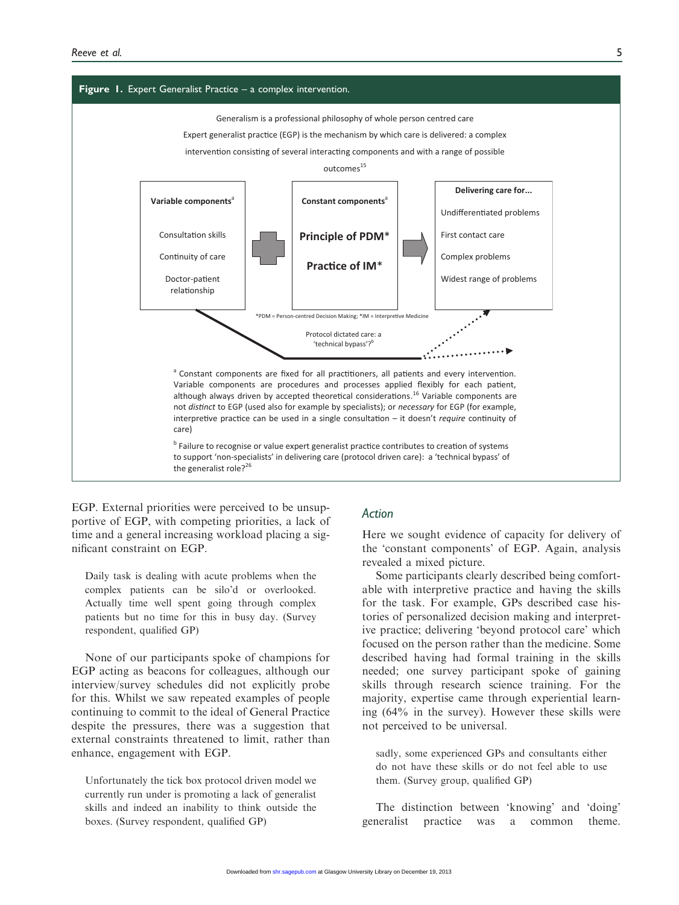**Figure 1.** Expert Generalist Practice – a complex intervention.

Generalism is a professional philosophy of whole person centred care

Expert generalist practice (EGP) is the mechanism by which care is delivered: a complex intervention consisting of several interacting components and with a range of possible outcomes[15]

**Variable components**[a]

- Consultation skills
- Continuity of care
- Doctor-patient relationship

**Constant components**[a]

- **Principle of PDM***
- **Practice of IM***

**Delivering care for...**

- Undifferentiated problems
- First contact care
- Complex problems
- Widest range of problems

*PDM = Person-centred Decision Making; *IM = Interpretive Medicine

Protocol dictated care: a 'technical bypass'?[b]

[a] Constant components are fixed for all practitioners, all patients and every intervention. Variable components are procedures and processes applied flexibly for each patient, although always driven by accepted theoretical considerations.[16] Variable components are not *distinct* to EGP (used also for example by specialists); or *necessary* for EGP (for example, interpretive practice can be used in a single consultation – it doesn't *require* continuity of care)

[b] Failure to recognise or value expert generalist practice contributes to creation of systems to support 'non-specialists' in delivering care (protocol driven care): a 'technical bypass' of the generalist role?[26]

EGP. External priorities were perceived to be unsupportive of EGP, with competing priorities, a lack of time and a general increasing workload placing a significant constraint on EGP.

> Daily task is dealing with acute problems when the complex patients can be silo'd or overlooked. Actually time well spent going through complex patients but no time for this in busy day. (Survey respondent, qualified GP)

None of our participants spoke of champions for EGP acting as beacons for colleagues, although our interview/survey schedules did not explicitly probe for this. Whilst we saw repeated examples of people continuing to commit to the ideal of General Practice despite the pressures, there was a suggestion that external constraints threatened to limit, rather than enhance, engagement with EGP.

> Unfortunately the tick box protocol driven model we currently run under is promoting a lack of generalist skills and indeed an inability to think outside the boxes. (Survey respondent, qualified GP)

### Action

Here we sought evidence of capacity for delivery of the 'constant components' of EGP. Again, analysis revealed a mixed picture.

Some participants clearly described being comfortable with interpretive practice and having the skills for the task. For example, GPs described case histories of personalized decision making and interpretive practice; delivering 'beyond protocol care' which focused on the person rather than the medicine. Some described having had formal training in the skills needed; one survey participant spoke of gaining skills through research science training. For the majority, expertise came through experiential learning (64% in the survey). However these skills were not perceived to be universal.

> sadly, some experienced GPs and consultants either do not have these skills or do not feel able to use them. (Survey group, qualified GP)

The distinction between 'knowing' and 'doing' generalist practice was a common theme.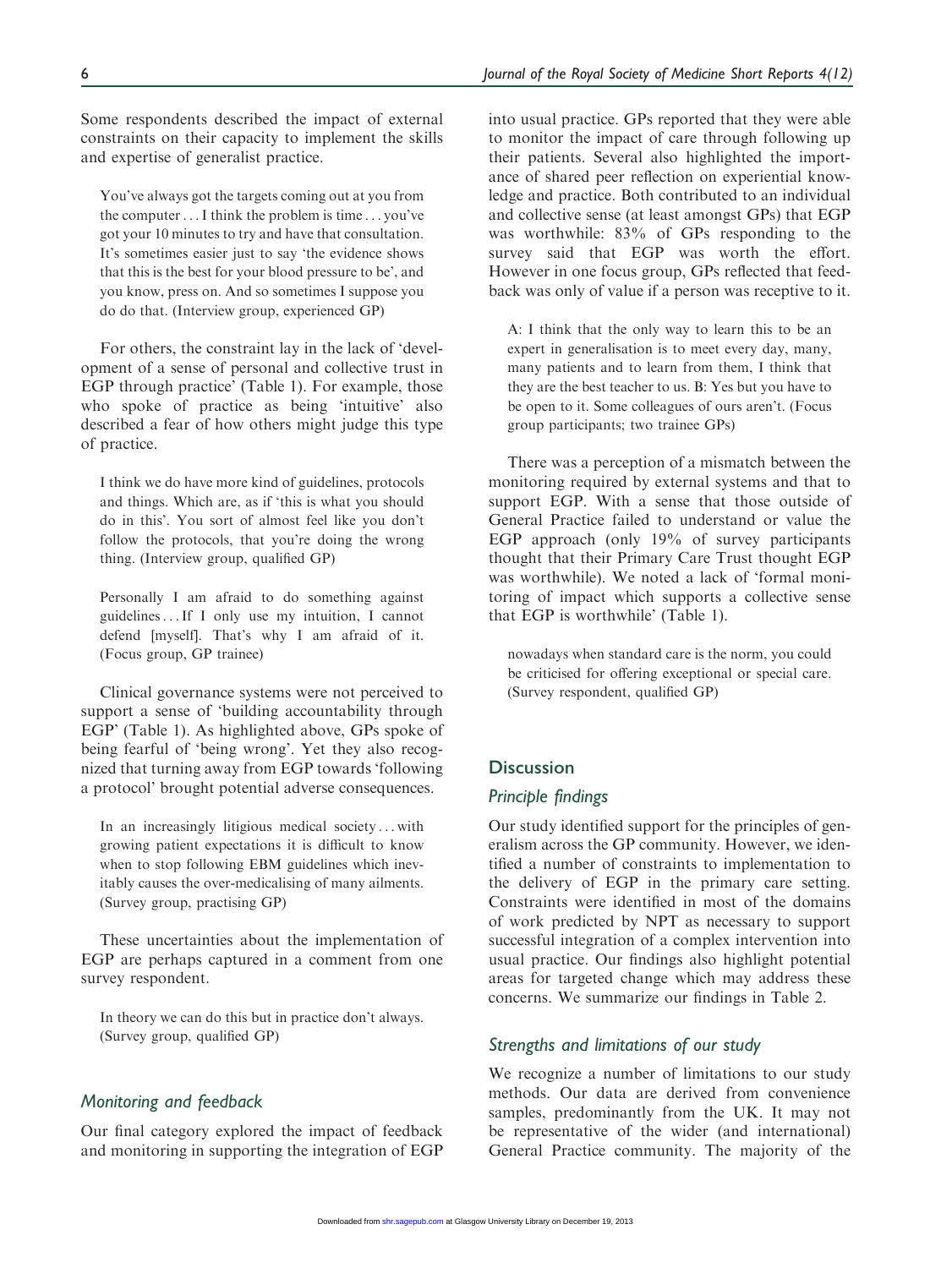Some respondents described the impact of external constraints on their capacity to implement the skills and expertise of generalist practice.

> You've always got the targets coming out at you from the computer ... I think the problem is time ... you've got your 10 minutes to try and have that consultation. It's sometimes easier just to say 'the evidence shows that this is the best for your blood pressure to be', and you know, press on. And so sometimes I suppose you do do that. (Interview group, experienced GP)

For others, the constraint lay in the lack of 'development of a sense of personal and collective trust in EGP through practice' (Table 1). For example, those who spoke of practice as being 'intuitive' also described a fear of how others might judge this type of practice.

> I think we do have more kind of guidelines, protocols and things. Which are, as if 'this is what you should do in this'. You sort of almost feel like you don't follow the protocols, that you're doing the wrong thing. (Interview group, qualified GP)

> Personally I am afraid to do something against guidelines ... If I only use my intuition, I cannot defend [myself]. That's why I am afraid of it. (Focus group, GP trainee)

Clinical governance systems were not perceived to support a sense of 'building accountability through EGP' (Table 1). As highlighted above, GPs spoke of being fearful of 'being wrong'. Yet they also recognized that turning away from EGP towards 'following a protocol' brought potential adverse consequences.

> In an increasingly litigious medical society ... with growing patient expectations it is difficult to know when to stop following EBM guidelines which inevitably causes the over-medicalising of many ailments. (Survey group, practising GP)

These uncertainties about the implementation of EGP are perhaps captured in a comment from one survey respondent.

> In theory we can do this but in practice don't always. (Survey group, qualified GP)

### *Monitoring and feedback*

Our final category explored the impact of feedback and monitoring in supporting the integration of EGP into usual practice. GPs reported that they were able to monitor the impact of care through following up their patients. Several also highlighted the importance of shared peer reflection on experiential knowledge and practice. Both contributed to an individual and collective sense (at least amongst GPs) that EGP was worthwhile: 83% of GPs responding to the survey said that EGP was worth the effort. However in one focus group, GPs reflected that feedback was only of value if a person was receptive to it.

> A: I think that the only way to learn this to be an expert in generalisation is to meet every day, many, many patients and to learn from them, I think that they are the best teacher to us. B: Yes but you have to be open to it. Some colleagues of ours aren't. (Focus group participants; two trainee GPs)

There was a perception of a mismatch between the monitoring required by external systems and that to support EGP. With a sense that those outside of General Practice failed to understand or value the EGP approach (only 19% of survey participants thought that their Primary Care Trust thought EGP was worthwhile). We noted a lack of 'formal monitoring of impact which supports a collective sense that EGP is worthwhile' (Table 1).

> nowadays when standard care is the norm, you could be criticised for offering exceptional or special care. (Survey respondent, qualified GP)

## Discussion

### *Principle findings*

Our study identified support for the principles of generalism across the GP community. However, we identified a number of constraints to implementation to the delivery of EGP in the primary care setting. Constraints were identified in most of the domains of work predicted by NPT as necessary to support successful integration of a complex intervention into usual practice. Our findings also highlight potential areas for targeted change which may address these concerns. We summarize our findings in Table 2.

### *Strengths and limitations of our study*

We recognize a number of limitations to our study methods. Our data are derived from convenience samples, predominantly from the UK. It may not be representative of the wider (and international) General Practice community. The majority of the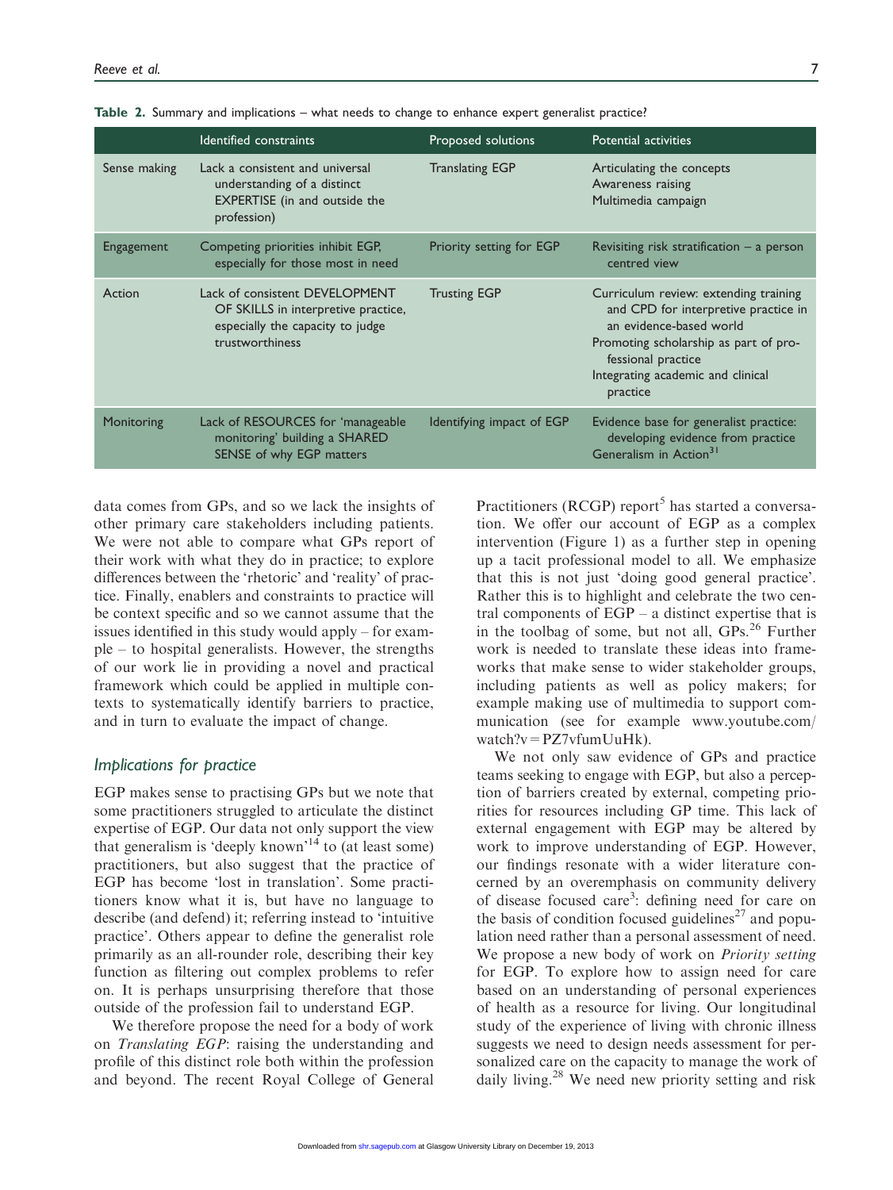**Table 2.** Summary and implications – what needs to change to enhance expert generalist practice?

| | Identified constraints | Proposed solutions | Potential activities |
|---|---|---|---|
| Sense making | Lack a consistent and universal understanding of a distinct EXPERTISE (in and outside the profession) | Translating EGP | Articulating the concepts<br>Awareness raising<br>Multimedia campaign |
| Engagement | Competing priorities inhibit EGP, especially for those most in need | Priority setting for EGP | Revisiting risk stratification – a person centred view |
| Action | Lack of consistent DEVELOPMENT OF SKILLS in interpretive practice, especially the capacity to judge trustworthiness | Trusting EGP | Curriculum review: extending training and CPD for interpretive practice in an evidence-based world<br>Promoting scholarship as part of professional practice<br>Integrating academic and clinical practice |
| Monitoring | Lack of RESOURCES for 'manageable monitoring' building a SHARED SENSE of why EGP matters | Identifying impact of EGP | Evidence base for generalist practice: developing evidence from practice<br>Generalism in Action[31] |

data comes from GPs, and so we lack the insights of other primary care stakeholders including patients. We were not able to compare what GPs report of their work with what they do in practice; to explore differences between the 'rhetoric' and 'reality' of practice. Finally, enablers and constraints to practice will be context specific and so we cannot assume that the issues identified in this study would apply – for example – to hospital generalists. However, the strengths of our work lie in providing a novel and practical framework which could be applied in multiple contexts to systematically identify barriers to practice, and in turn to evaluate the impact of change.

## Implications for practice

EGP makes sense to practising GPs but we note that some practitioners struggled to articulate the distinct expertise of EGP. Our data not only support the view that generalism is 'deeply known'[14] to (at least some) practitioners, but also suggest that the practice of EGP has become 'lost in translation'. Some practitioners know what it is, but have no language to describe (and defend) it; referring instead to 'intuitive practice'. Others appear to define the generalist role primarily as an all-rounder role, describing their key function as filtering out complex problems to refer on. It is perhaps unsurprising therefore that those outside of the profession fail to understand EGP.

We therefore propose the need for a body of work on *Translating EGP*: raising the understanding and profile of this distinct role both within the profession and beyond. The recent Royal College of General Practitioners (RCGP) report[5] has started a conversation. We offer our account of EGP as a complex intervention (Figure 1) as a further step in opening up a tacit professional model to all. We emphasize that this is not just 'doing good general practice'. Rather this is to highlight and celebrate the two central components of EGP – a distinct expertise that is in the toolbag of some, but not all, GPs.[26] Further work is needed to translate these ideas into frameworks that make sense to wider stakeholder groups, including patients as well as policy makers; for example making use of multimedia to support communication (see for example www.youtube.com/watch?v=PZ7vfumUuHk).

We not only saw evidence of GPs and practice teams seeking to engage with EGP, but also a perception of barriers created by external, competing priorities for resources including GP time. This lack of external engagement with EGP may be altered by work to improve understanding of EGP. However, our findings resonate with a wider literature concerned by an overemphasis on community delivery of disease focused care[3]: defining need for care on the basis of condition focused guidelines[27] and population need rather than a personal assessment of need. We propose a new body of work on *Priority setting* for EGP. To explore how to assign need for care based on an understanding of personal experiences of health as a resource for living. Our longitudinal study of the experience of living with chronic illness suggests we need to design needs assessment for personalized care on the capacity to manage the work of daily living.[28] We need new priority setting and risk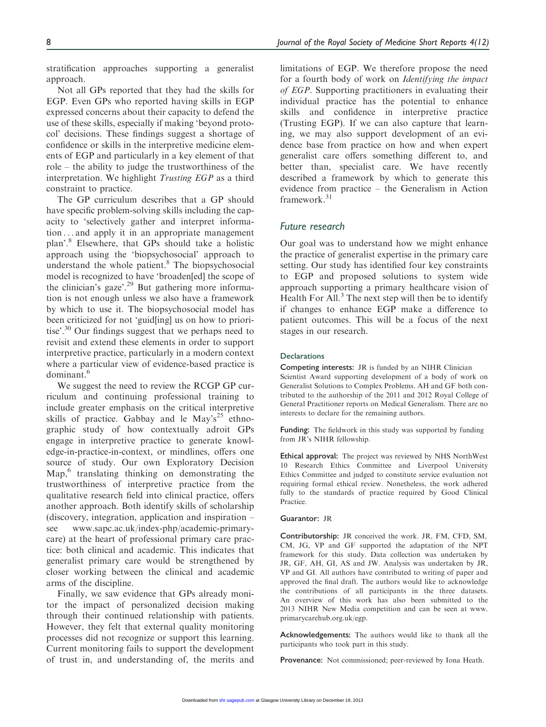stratification approaches supporting a generalist approach.

Not all GPs reported that they had the skills for EGP. Even GPs who reported having skills in EGP expressed concerns about their capacity to defend the use of these skills, especially if making 'beyond protocol' decisions. These findings suggest a shortage of confidence or skills in the interpretive medicine elements of EGP and particularly in a key element of that role – the ability to judge the trustworthiness of the interpretation. We highlight *Trusting EGP* as a third constraint to practice.

The GP curriculum describes that a GP should have specific problem-solving skills including the capacity to 'selectively gather and interpret information ... and apply it in an appropriate management plan'.[8] Elsewhere, that GPs should take a holistic approach using the 'biopsychosocial' approach to understand the whole patient.[8] The biopsychosocial model is recognized to have 'broaden[ed] the scope of the clinician's gaze'.[29] But gathering more information is not enough unless we also have a framework by which to use it. The biopsychosocial model has been criticized for not 'guid[ing] us on how to prioritise'.[30] Our findings suggest that we perhaps need to revisit and extend these elements in order to support interpretive practice, particularly in a modern context where a particular view of evidence-based practice is dominant.[6]

We suggest the need to review the RCGP GP curriculum and continuing professional training to include greater emphasis on the critical interpretive skills of practice. Gabbay and le May's[25] ethnographic study of how contextually adroit GPs engage in interpretive practice to generate knowledge-in-practice-in-context, or mindlines, offers one source of study. Our own Exploratory Decision Map,[6] translating thinking on demonstrating the trustworthiness of interpretive practice from the qualitative research field into clinical practice, offers another approach. Both identify skills of scholarship (discovery, integration, application and inspiration – see www.sapc.ac.uk/index-php/academic-primary-care) at the heart of professional primary care practice: both clinical and academic. This indicates that generalist primary care would be strengthened by closer working between the clinical and academic arms of the discipline.

Finally, we saw evidence that GPs already monitor the impact of personalized decision making through their continued relationship with patients. However, they felt that external quality monitoring processes did not recognize or support this learning. Current monitoring fails to support the development of trust in, and understanding of, the merits and limitations of EGP. We therefore propose the need for a fourth body of work on *Identifying the impact of EGP*. Supporting practitioners in evaluating their individual practice has the potential to enhance skills and confidence in interpretive practice (Trusting EGP). If we can also capture that learning, we may also support development of an evidence base from practice on how and when expert generalist care offers something different to, and better than, specialist care. We have recently described a framework by which to generate this evidence from practice – the Generalism in Action framework.[31]

## Future research

Our goal was to understand how we might enhance the practice of generalist expertise in the primary care setting. Our study has identified four key constraints to EGP and proposed solutions to system wide approach supporting a primary healthcare vision of Health For All.[3] The next step will then be to identify if changes to enhance EGP make a difference to patient outcomes. This will be a focus of the next stages in our research.

#### Declarations

**Competing interests:** JR is funded by an NIHR Clinician Scientist Award supporting development of a body of work on Generalist Solutions to Complex Problems. AH and GF both contributed to the authorship of the 2011 and 2012 Royal College of General Practitioner reports on Medical Generalism. There are no interests to declare for the remaining authors.

**Funding:** The fieldwork in this study was supported by funding from JR's NIHR fellowship.

**Ethical approval:** The project was reviewed by NHS NorthWest 10 Research Ethics Committee and Liverpool University Ethics Committee and judged to constitute service evaluation not requiring formal ethical review. Nonetheless, the work adhered fully to the standards of practice required by Good Clinical Practice.

**Guarantor:** JR

**Contributorship:** JR conceived the work. JR, FM, CFD, SM, CM, JG, VP and GF supported the adaptation of the NPT framework for this study. Data collection was undertaken by JR, GF, AH, GI, AS and JW. Analysis was undertaken by JR, VP and GI. All authors have contributed to writing of paper and approved the final draft. The authors would like to acknowledge the contributions of all participants in the three datasets. An overview of this work has also been submitted to the 2013 NIHR New Media competition and can be seen at www.primarycarehub.org.uk/egp.

**Acknowledgements:** The authors would like to thank all the participants who took part in this study.

**Provenance:** Not commissioned; peer-reviewed by Iona Heath.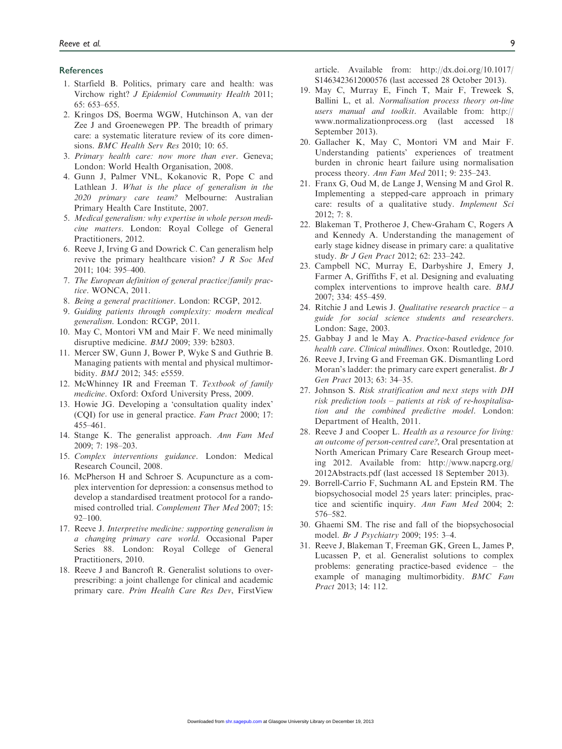## References

1. Starfield B. Politics, primary care and health: was Virchow right? *J Epidemiol Community Health* 2011; 65: 653–655.
2. Kringos DS, Boerma WGW, Hutchinson A, van der Zee J and Groenewegen PP. The breadth of primary care: a systematic literature review of its core dimensions. *BMC Health Serv Res* 2010; 10: 65.
3. *Primary health care: now more than ever*. Geneva; London: World Health Organisation, 2008.
4. Gunn J, Palmer VNL, Kokanovic R, Pope C and Lathlean J. *What is the place of generalism in the 2020 primary care team?* Melbourne: Australian Primary Health Care Institute, 2007.
5. *Medical generalism: why expertise in whole person medicine matters*. London: Royal College of General Practitioners, 2012.
6. Reeve J, Irving G and Dowrick C. Can generalism help revive the primary healthcare vision? *J R Soc Med* 2011; 104: 395–400.
7. *The European definition of general practice/family practice*. WONCA, 2011.
8. *Being a general practitioner*. London: RCGP, 2012.
9. *Guiding patients through complexity: modern medical generalism*. London: RCGP, 2011.
10. May C, Montori VM and Mair F. We need minimally disruptive medicine. *BMJ* 2009; 339: b2803.
11. Mercer SW, Gunn J, Bower P, Wyke S and Guthrie B. Managing patients with mental and physical multimorbidity. *BMJ* 2012; 345: e5559.
12. McWhinney IR and Freeman T. *Textbook of family medicine*. Oxford: Oxford University Press, 2009.
13. Howie JG. Developing a 'consultation quality index' (CQI) for use in general practice. *Fam Pract* 2000; 17: 455–461.
14. Stange K. The generalist approach. *Ann Fam Med* 2009; 7: 198–203.
15. *Complex interventions guidance*. London: Medical Research Council, 2008.
16. McPherson H and Schroer S. Acupuncture as a complex intervention for depression: a consensus method to develop a standardised treatment protocol for a randomised controlled trial. *Complement Ther Med* 2007; 15: 92–100.
17. Reeve J. *Interpretive medicine: supporting generalism in a changing primary care world*. Occasional Paper Series 88. London: Royal College of General Practitioners, 2010.
18. Reeve J and Bancroft R. Generalist solutions to overprescribing: a joint challenge for clinical and academic primary care. *Prim Health Care Res Dev*, FirstView article. Available from: http://dx.doi.org/10.1017/S1463423612000576 (last accessed 28 October 2013).
19. May C, Murray E, Finch T, Mair F, Treweek S, Ballini L, et al. *Normalisation process theory on-line users manual and toolkit*. Available from: http://www.normalizationprocess.org (last accessed 18 September 2013).
20. Gallacher K, May C, Montori VM and Mair F. Understanding patients' experiences of treatment burden in chronic heart failure using normalisation process theory. *Ann Fam Med* 2011; 9: 235–243.
21. Franx G, Oud M, de Lange J, Wensing M and Grol R. Implementing a stepped-care approach in primary care: results of a qualitative study. *Implement Sci* 2012; 7: 8.
22. Blakeman T, Protheroe J, Chew-Graham C, Rogers A and Kennedy A. Understanding the management of early stage kidney disease in primary care: a qualitative study. *Br J Gen Pract* 2012; 62: 233–242.
23. Campbell NC, Murray E, Darbyshire J, Emery J, Farmer A, Griffiths F, et al. Designing and evaluating complex interventions to improve health care. *BMJ* 2007; 334: 455–459.
24. Ritchie J and Lewis J. *Qualitative research practice – a guide for social science students and researchers*. London: Sage, 2003.
25. Gabbay J and le May A. *Practice-based evidence for health care*. *Clinical mindlines*. Oxon: Routledge, 2010.
26. Reeve J, Irving G and Freeman GK. Dismantling Lord Moran's ladder: the primary care expert generalist. *Br J Gen Pract* 2013; 63: 34–35.
27. Johnson S. *Risk stratification and next steps with DH risk prediction tools – patients at risk of re-hospitalisation and the combined predictive model*. London: Department of Health, 2011.
28. Reeve J and Cooper L. *Health as a resource for living: an outcome of person-centred care?*, Oral presentation at North American Primary Care Research Group meeting 2012. Available from: http://www.napcrg.org/2012Abstracts.pdf (last accessed 18 September 2013).
29. Borrell-Carrio F, Suchmann AL and Epstein RM. The biopsychosocial model 25 years later: principles, practice and scientific inquiry. *Ann Fam Med* 2004; 2: 576–582.
30. Ghaemi SM. The rise and fall of the biopsychosocial model. *Br J Psychiatry* 2009; 195: 3–4.
31. Reeve J, Blakeman T, Freeman GK, Green L, James P, Lucassen P, et al. Generalist solutions to complex problems: generating practice-based evidence – the example of managing multimorbidity. *BMC Fam Pract* 2013; 14: 112.